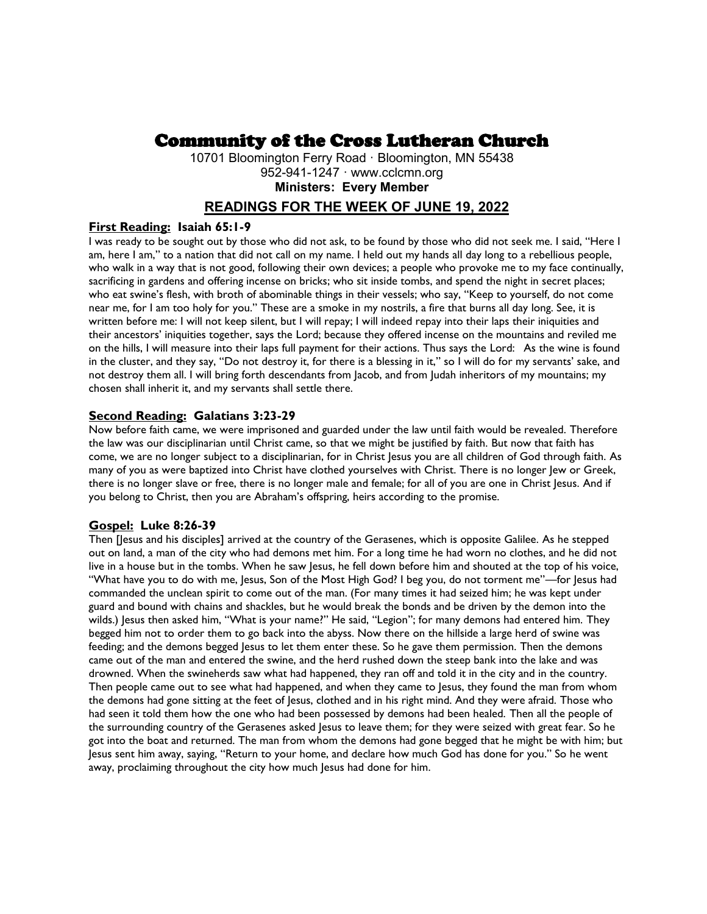# Community of the Cross Lutheran Church

10701 Bloomington Ferry Road · Bloomington, MN 55438
952-941-1247 · www.cclcmn.org
**Ministers: Every Member**

## READINGS FOR THE WEEK OF JUNE 19, 2022

### First Reading: Isaiah 65:1-9

I was ready to be sought out by those who did not ask, to be found by those who did not seek me. I said, "Here I am, here I am," to a nation that did not call on my name. I held out my hands all day long to a rebellious people, who walk in a way that is not good, following their own devices; a people who provoke me to my face continually, sacrificing in gardens and offering incense on bricks; who sit inside tombs, and spend the night in secret places; who eat swine's flesh, with broth of abominable things in their vessels; who say, "Keep to yourself, do not come near me, for I am too holy for you." These are a smoke in my nostrils, a fire that burns all day long. See, it is written before me: I will not keep silent, but I will repay; I will indeed repay into their laps their iniquities and their ancestors' iniquities together, says the Lord; because they offered incense on the mountains and reviled me on the hills, I will measure into their laps full payment for their actions. Thus says the Lord: As the wine is found in the cluster, and they say, "Do not destroy it, for there is a blessing in it," so I will do for my servants' sake, and not destroy them all. I will bring forth descendants from Jacob, and from Judah inheritors of my mountains; my chosen shall inherit it, and my servants shall settle there.

### Second Reading: Galatians 3:23-29

Now before faith came, we were imprisoned and guarded under the law until faith would be revealed. Therefore the law was our disciplinarian until Christ came, so that we might be justified by faith. But now that faith has come, we are no longer subject to a disciplinarian, for in Christ Jesus you are all children of God through faith. As many of you as were baptized into Christ have clothed yourselves with Christ. There is no longer Jew or Greek, there is no longer slave or free, there is no longer male and female; for all of you are one in Christ Jesus. And if you belong to Christ, then you are Abraham's offspring, heirs according to the promise.

### Gospel: Luke 8:26-39

Then [Jesus and his disciples] arrived at the country of the Gerasenes, which is opposite Galilee. As he stepped out on land, a man of the city who had demons met him. For a long time he had worn no clothes, and he did not live in a house but in the tombs. When he saw Jesus, he fell down before him and shouted at the top of his voice, "What have you to do with me, Jesus, Son of the Most High God? I beg you, do not torment me"—for Jesus had commanded the unclean spirit to come out of the man. (For many times it had seized him; he was kept under guard and bound with chains and shackles, but he would break the bonds and be driven by the demon into the wilds.) Jesus then asked him, "What is your name?" He said, "Legion"; for many demons had entered him. They begged him not to order them to go back into the abyss. Now there on the hillside a large herd of swine was feeding; and the demons begged Jesus to let them enter these. So he gave them permission. Then the demons came out of the man and entered the swine, and the herd rushed down the steep bank into the lake and was drowned. When the swineherds saw what had happened, they ran off and told it in the city and in the country. Then people came out to see what had happened, and when they came to Jesus, they found the man from whom the demons had gone sitting at the feet of Jesus, clothed and in his right mind. And they were afraid. Those who had seen it told them how the one who had been possessed by demons had been healed. Then all the people of the surrounding country of the Gerasenes asked Jesus to leave them; for they were seized with great fear. So he got into the boat and returned. The man from whom the demons had gone begged that he might be with him; but Jesus sent him away, saying, "Return to your home, and declare how much God has done for you." So he went away, proclaiming throughout the city how much Jesus had done for him.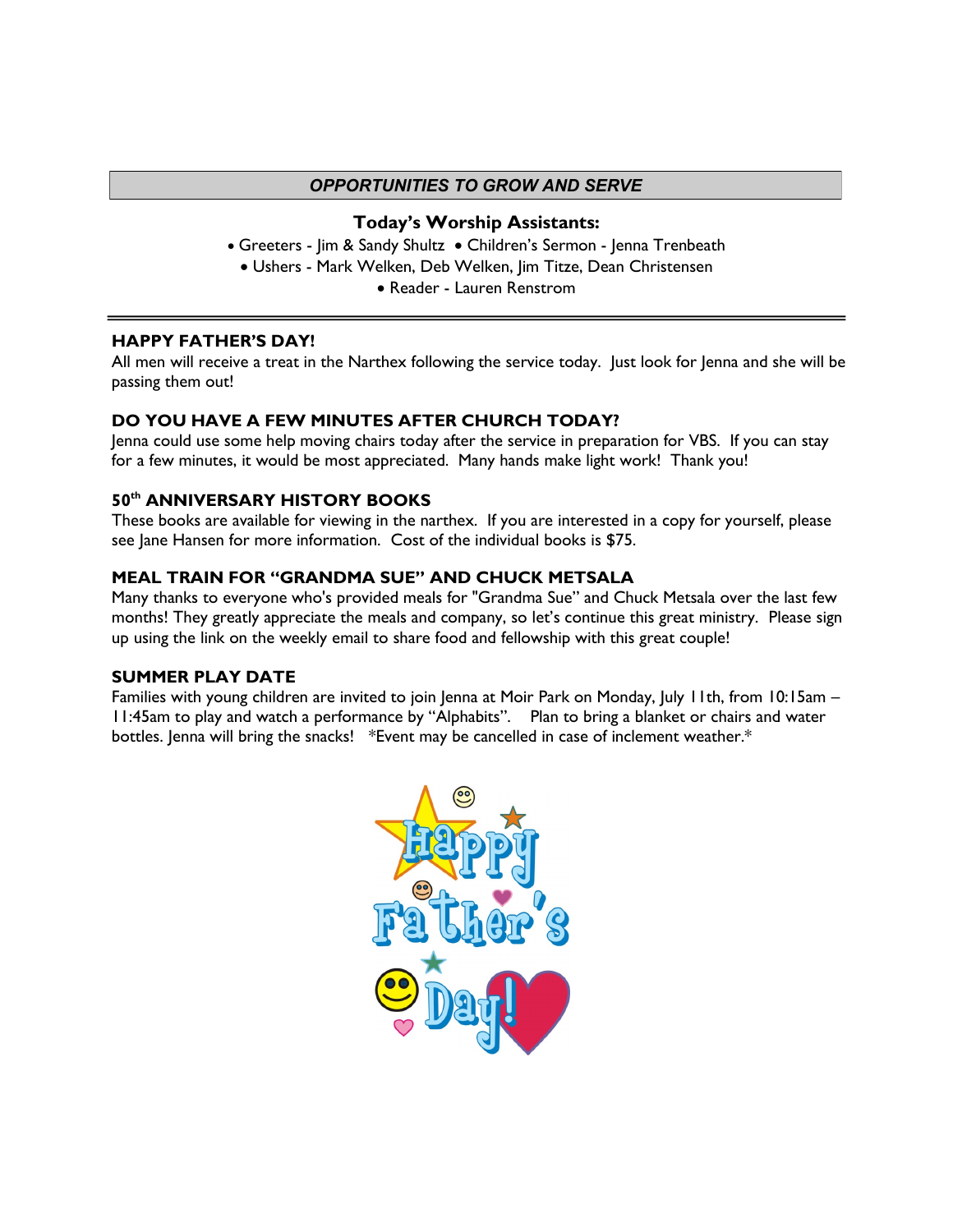## *OPPORTUNITIES TO GROW AND SERVE*

### Today's Worship Assistants:

• Greeters - Jim & Sandy Shultz • Children's Sermon - Jenna Trenbeath
• Ushers - Mark Welken, Deb Welken, Jim Titze, Dean Christensen
• Reader - Lauren Renstrom

---

**HAPPY FATHER'S DAY!**
All men will receive a treat in the Narthex following the service today. Just look for Jenna and she will be passing them out!

**DO YOU HAVE A FEW MINUTES AFTER CHURCH TODAY?**
Jenna could use some help moving chairs today after the service in preparation for VBS. If you can stay for a few minutes, it would be most appreciated. Many hands make light work! Thank you!

**50th ANNIVERSARY HISTORY BOOKS**
These books are available for viewing in the narthex. If you are interested in a copy for yourself, please see Jane Hansen for more information. Cost of the individual books is $75.

**MEAL TRAIN FOR "GRANDMA SUE" AND CHUCK METSALA**
Many thanks to everyone who's provided meals for "Grandma Sue" and Chuck Metsala over the last few months! They greatly appreciate the meals and company, so let's continue this great ministry. Please sign up using the link on the weekly email to share food and fellowship with this great couple!

**SUMMER PLAY DATE**
Families with young children are invited to join Jenna at Moir Park on Monday, July 11th, from 10:15am – 11:45am to play and watch a performance by "Alphabits". Plan to bring a blanket or chairs and water bottles. Jenna will bring the snacks! *Event may be cancelled in case of inclement weather.*

Happy Father's Day!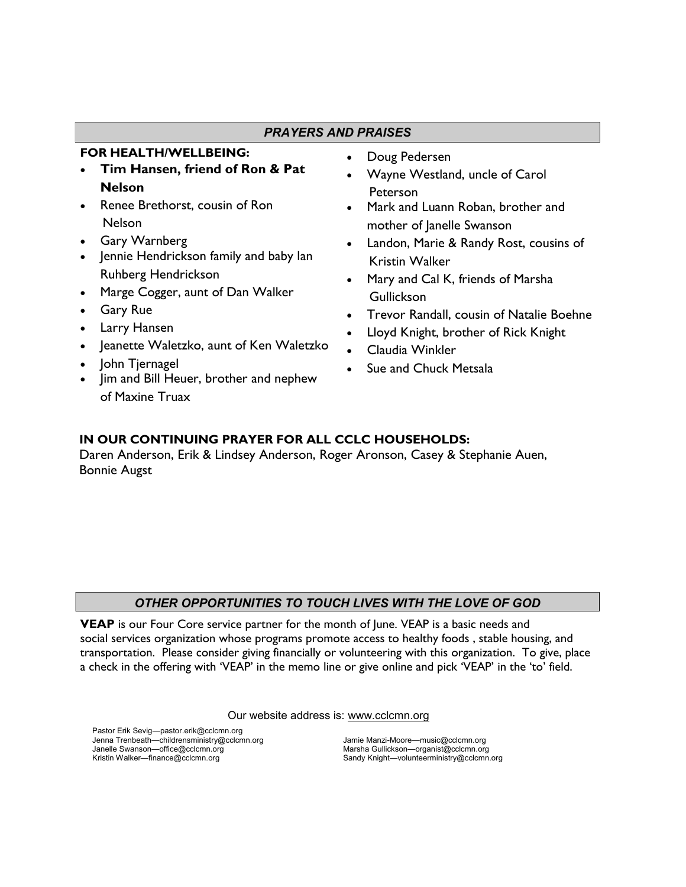## *PRAYERS AND PRAISES*

**FOR HEALTH/WELLBEING:**

- **Tim Hansen, friend of Ron & Pat Nelson**
- Renee Brethorst, cousin of Ron Nelson
- Gary Warnberg
- Jennie Hendrickson family and baby Ian Ruhberg Hendrickson
- Marge Cogger, aunt of Dan Walker
- Gary Rue
- Larry Hansen
- Jeanette Waletzko, aunt of Ken Waletzko
- John Tjernagel
- Jim and Bill Heuer, brother and nephew of Maxine Truax
- Doug Pedersen
- Wayne Westland, uncle of Carol Peterson
- Mark and Luann Roban, brother and mother of Janelle Swanson
- Landon, Marie & Randy Rost, cousins of Kristin Walker
- Mary and Cal K, friends of Marsha Gullickson
- Trevor Randall, cousin of Natalie Boehne
- Lloyd Knight, brother of Rick Knight
- Claudia Winkler
- Sue and Chuck Metsala

**IN OUR CONTINUING PRAYER FOR ALL CCLC HOUSEHOLDS:**
Daren Anderson, Erik & Lindsey Anderson, Roger Aronson, Casey & Stephanie Auen, Bonnie Augst

## *OTHER OPPORTUNITIES TO TOUCH LIVES WITH THE LOVE OF GOD*

**VEAP** is our Four Core service partner for the month of June. VEAP is a basic needs and social services organization whose programs promote access to healthy foods , stable housing, and transportation. Please consider giving financially or volunteering with this organization. To give, place a check in the offering with 'VEAP' in the memo line or give online and pick 'VEAP' in the 'to' field.

Our website address is: www.cclcmn.org

Pastor Erik Sevig—pastor.erik@cclcmn.org
Jenna Trenbeath—childrensministry@cclcmn.org
Janelle Swanson—office@cclcmn.org
Kristin Walker—finance@cclcmn.org
Jamie Manzi-Moore—music@cclcmn.org
Marsha Gullickson—organist@cclcmn.org
Sandy Knight—volunteerministry@cclcmn.org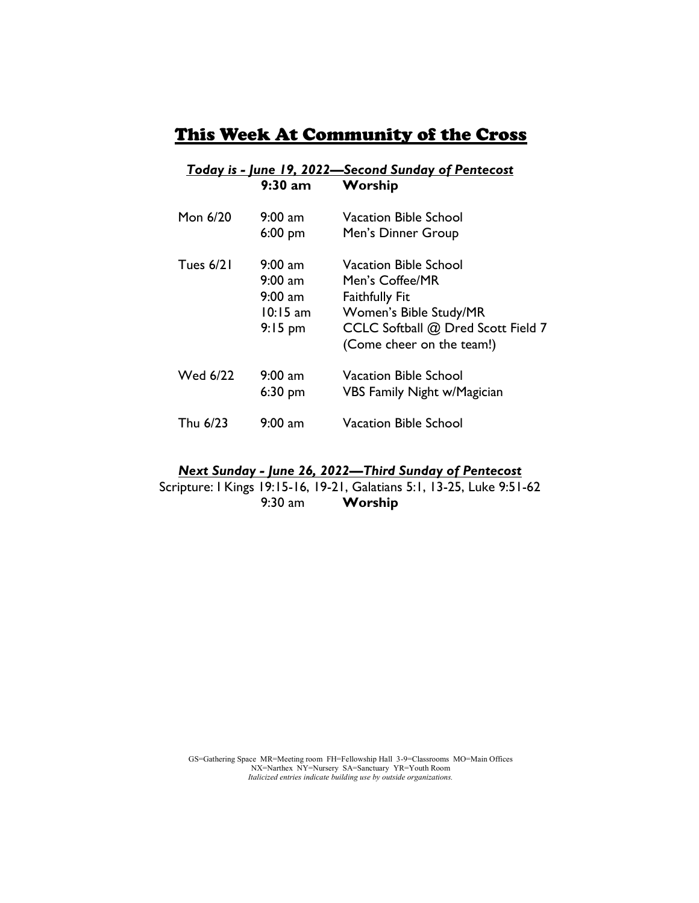# This Week At Community of the Cross

***Today is - June 19, 2022—Second Sunday of Pentecost***

| | | |
|---|---|---|
| | **9:30 am** | **Worship** |
| Mon 6/20 | 9:00 am | Vacation Bible School |
| | 6:00 pm | Men's Dinner Group |
| Tues 6/21 | 9:00 am | Vacation Bible School |
| | 9:00 am | Men's Coffee/MR |
| | 9:00 am | Faithfully Fit |
| | 10:15 am | Women's Bible Study/MR |
| | 9:15 pm | CCLC Softball @ Dred Scott Field 7 (Come cheer on the team!) |
| Wed 6/22 | 9:00 am | Vacation Bible School |
| | 6:30 pm | VBS Family Night w/Magician |
| Thu 6/23 | 9:00 am | Vacation Bible School |

***Next Sunday - June 26, 2022—Third Sunday of Pentecost***

Scripture: I Kings 19:15-16, 19-21, Galatians 5:1, 13-25, Luke 9:51-62

9:30 am **Worship**

GS=Gathering Space MR=Meeting room FH=Fellowship Hall 3-9=Classrooms MO=Main Offices
NX=Narthex NY=Nursery SA=Sanctuary YR=Youth Room
*Italicized entries indicate building use by outside organizations.*